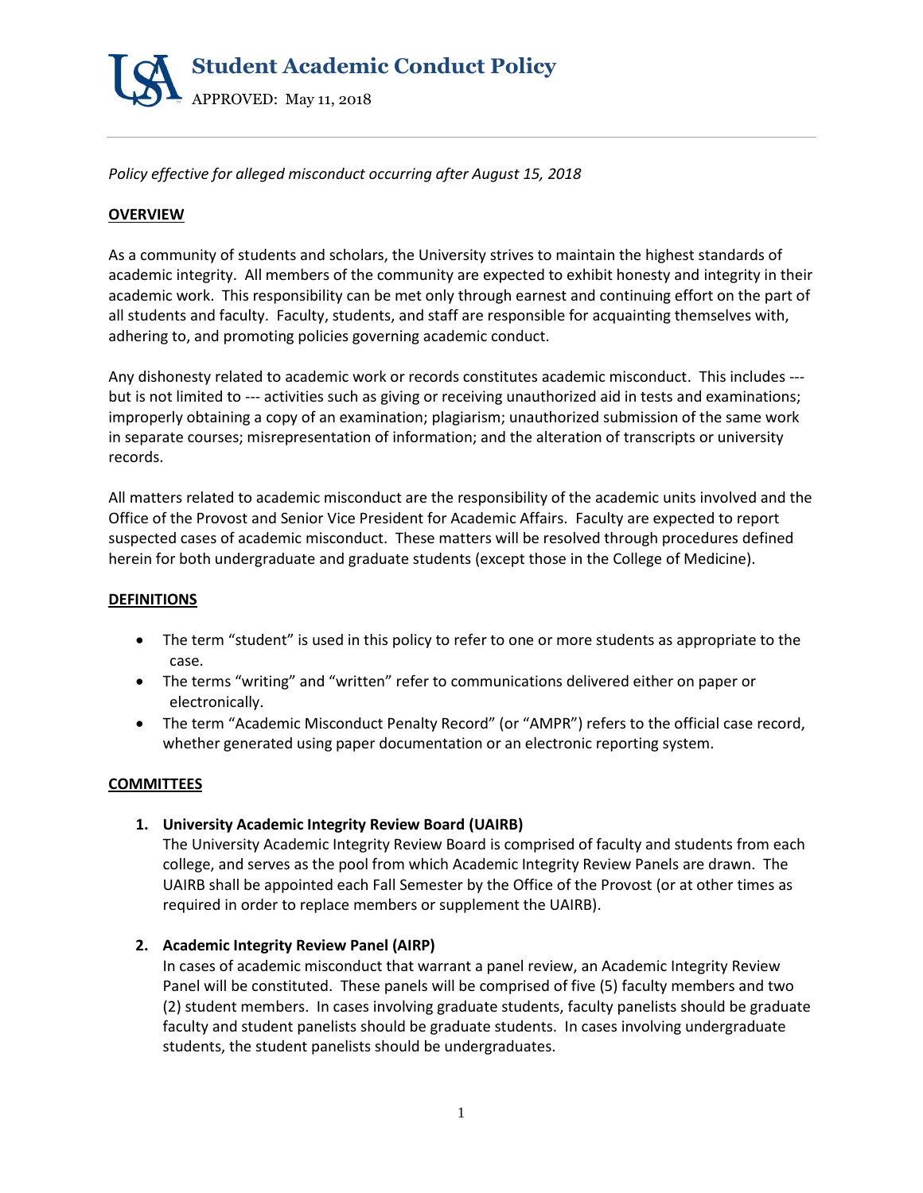# Student Academic Conduct Policy

APPROVED: May 11, 2018

*Policy effective for alleged misconduct occurring after August 15, 2018*

## OVERVIEW

As a community of students and scholars, the University strives to maintain the highest standards of academic integrity. All members of the community are expected to exhibit honesty and integrity in their academic work. This responsibility can be met only through earnest and continuing effort on the part of all students and faculty. Faculty, students, and staff are responsible for acquainting themselves with, adhering to, and promoting policies governing academic conduct.

Any dishonesty related to academic work or records constitutes academic misconduct. This includes --- but is not limited to --- activities such as giving or receiving unauthorized aid in tests and examinations; improperly obtaining a copy of an examination; plagiarism; unauthorized submission of the same work in separate courses; misrepresentation of information; and the alteration of transcripts or university records.

All matters related to academic misconduct are the responsibility of the academic units involved and the Office of the Provost and Senior Vice President for Academic Affairs. Faculty are expected to report suspected cases of academic misconduct. These matters will be resolved through procedures defined herein for both undergraduate and graduate students (except those in the College of Medicine).

## DEFINITIONS

- The term "student" is used in this policy to refer to one or more students as appropriate to the case.
- The terms "writing" and "written" refer to communications delivered either on paper or electronically.
- The term "Academic Misconduct Penalty Record" (or "AMPR") refers to the official case record, whether generated using paper documentation or an electronic reporting system.

## COMMITTEES

1. **University Academic Integrity Review Board (UAIRB)**
   The University Academic Integrity Review Board is comprised of faculty and students from each college, and serves as the pool from which Academic Integrity Review Panels are drawn. The UAIRB shall be appointed each Fall Semester by the Office of the Provost (or at other times as required in order to replace members or supplement the UAIRB).

2. **Academic Integrity Review Panel (AIRP)**
   In cases of academic misconduct that warrant a panel review, an Academic Integrity Review Panel will be constituted. These panels will be comprised of five (5) faculty members and two (2) student members. In cases involving graduate students, faculty panelists should be graduate faculty and student panelists should be graduate students. In cases involving undergraduate students, the student panelists should be undergraduates.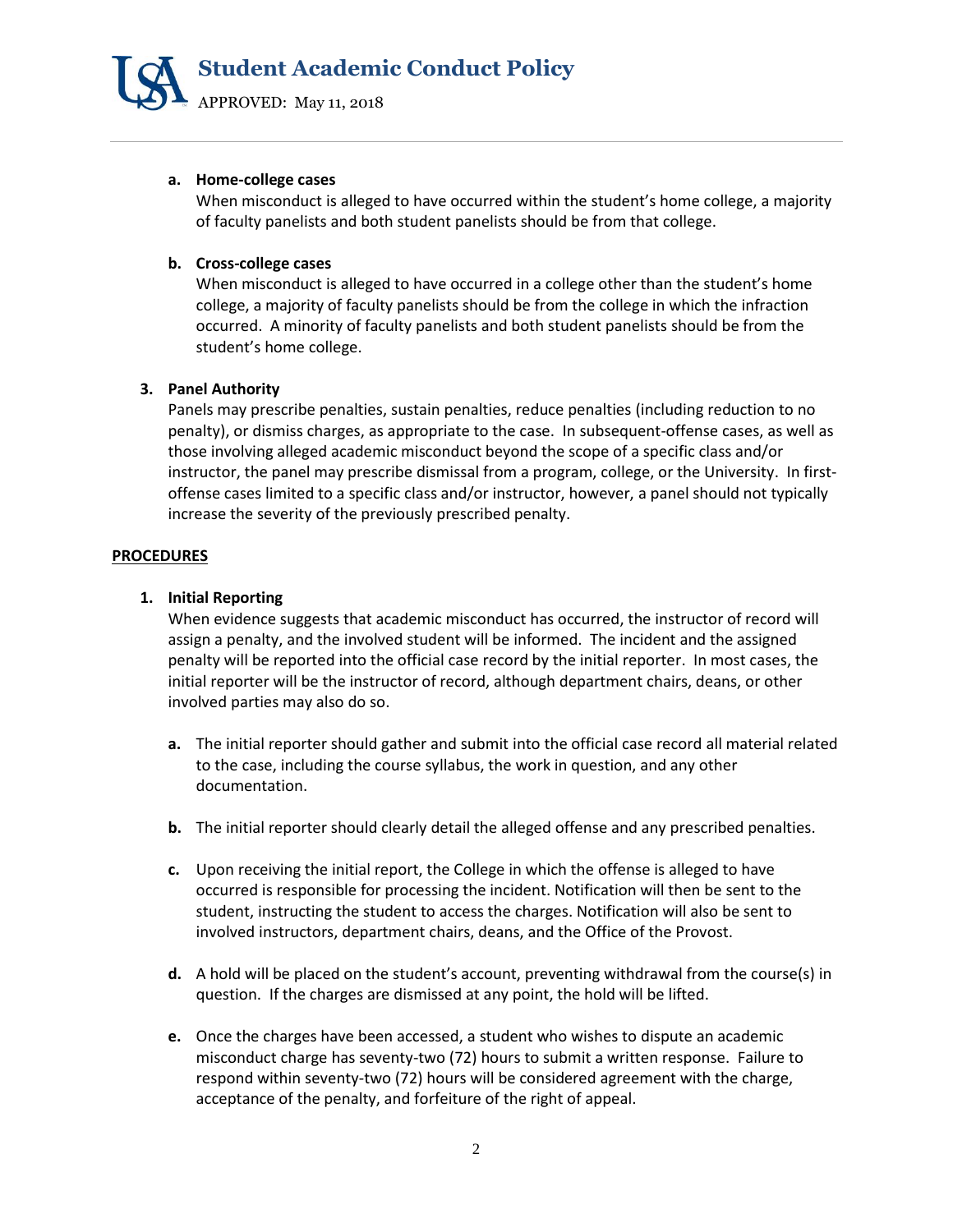**a. Home-college cases**

When misconduct is alleged to have occurred within the student's home college, a majority of faculty panelists and both student panelists should be from that college.

**b. Cross-college cases**

When misconduct is alleged to have occurred in a college other than the student's home college, a majority of faculty panelists should be from the college in which the infraction occurred. A minority of faculty panelists and both student panelists should be from the student's home college.

**3. Panel Authority**

Panels may prescribe penalties, sustain penalties, reduce penalties (including reduction to no penalty), or dismiss charges, as appropriate to the case. In subsequent-offense cases, as well as those involving alleged academic misconduct beyond the scope of a specific class and/or instructor, the panel may prescribe dismissal from a program, college, or the University. In first-offense cases limited to a specific class and/or instructor, however, a panel should not typically increase the severity of the previously prescribed penalty.

## PROCEDURES

**1. Initial Reporting**

When evidence suggests that academic misconduct has occurred, the instructor of record will assign a penalty, and the involved student will be informed. The incident and the assigned penalty will be reported into the official case record by the initial reporter. In most cases, the initial reporter will be the instructor of record, although department chairs, deans, or other involved parties may also do so.

**a.** The initial reporter should gather and submit into the official case record all material related to the case, including the course syllabus, the work in question, and any other documentation.

**b.** The initial reporter should clearly detail the alleged offense and any prescribed penalties.

**c.** Upon receiving the initial report, the College in which the offense is alleged to have occurred is responsible for processing the incident. Notification will then be sent to the student, instructing the student to access the charges. Notification will also be sent to involved instructors, department chairs, deans, and the Office of the Provost.

**d.** A hold will be placed on the student's account, preventing withdrawal from the course(s) in question. If the charges are dismissed at any point, the hold will be lifted.

**e.** Once the charges have been accessed, a student who wishes to dispute an academic misconduct charge has seventy-two (72) hours to submit a written response. Failure to respond within seventy-two (72) hours will be considered agreement with the charge, acceptance of the penalty, and forfeiture of the right of appeal.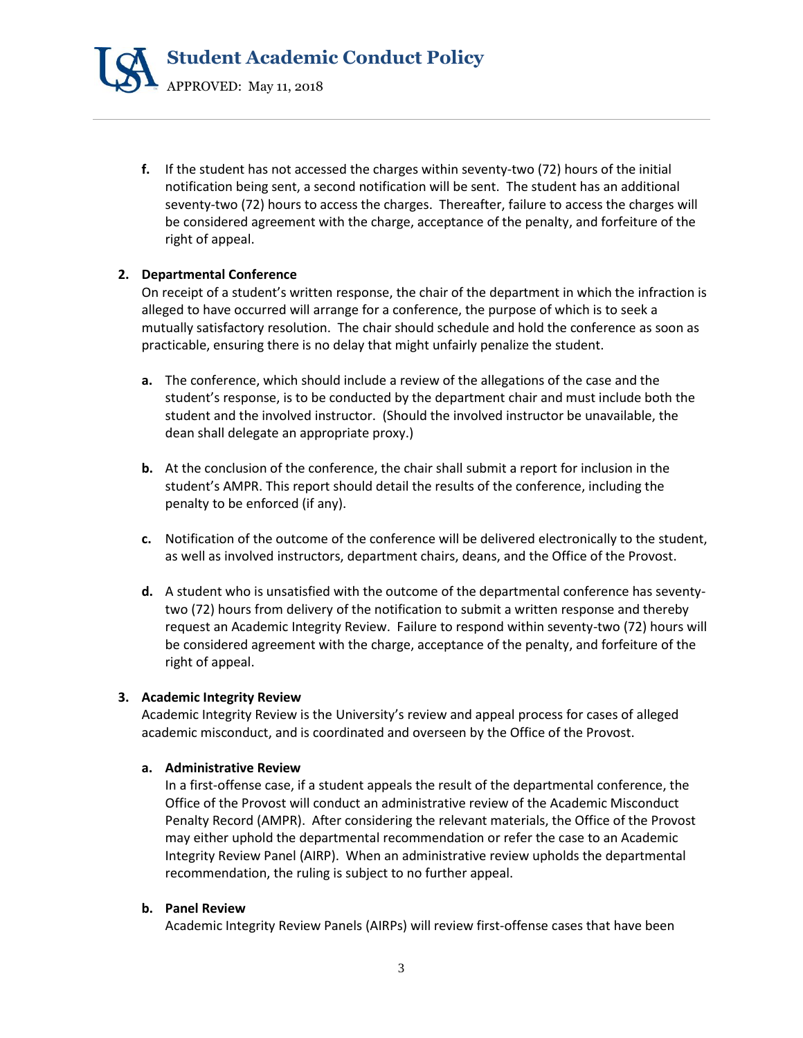f. If the student has not accessed the charges within seventy-two (72) hours of the initial notification being sent, a second notification will be sent. The student has an additional seventy-two (72) hours to access the charges. Thereafter, failure to access the charges will be considered agreement with the charge, acceptance of the penalty, and forfeiture of the right of appeal.

**2. Departmental Conference**

On receipt of a student's written response, the chair of the department in which the infraction is alleged to have occurred will arrange for a conference, the purpose of which is to seek a mutually satisfactory resolution. The chair should schedule and hold the conference as soon as practicable, ensuring there is no delay that might unfairly penalize the student.

**a.** The conference, which should include a review of the allegations of the case and the student's response, is to be conducted by the department chair and must include both the student and the involved instructor. (Should the involved instructor be unavailable, the dean shall delegate an appropriate proxy.)

**b.** At the conclusion of the conference, the chair shall submit a report for inclusion in the student's AMPR. This report should detail the results of the conference, including the penalty to be enforced (if any).

**c.** Notification of the outcome of the conference will be delivered electronically to the student, as well as involved instructors, department chairs, deans, and the Office of the Provost.

**d.** A student who is unsatisfied with the outcome of the departmental conference has seventy-two (72) hours from delivery of the notification to submit a written response and thereby request an Academic Integrity Review. Failure to respond within seventy-two (72) hours will be considered agreement with the charge, acceptance of the penalty, and forfeiture of the right of appeal.

**3. Academic Integrity Review**

Academic Integrity Review is the University's review and appeal process for cases of alleged academic misconduct, and is coordinated and overseen by the Office of the Provost.

**a. Administrative Review**

In a first-offense case, if a student appeals the result of the departmental conference, the Office of the Provost will conduct an administrative review of the Academic Misconduct Penalty Record (AMPR). After considering the relevant materials, the Office of the Provost may either uphold the departmental recommendation or refer the case to an Academic Integrity Review Panel (AIRP). When an administrative review upholds the departmental recommendation, the ruling is subject to no further appeal.

**b. Panel Review**

Academic Integrity Review Panels (AIRPs) will review first-offense cases that have been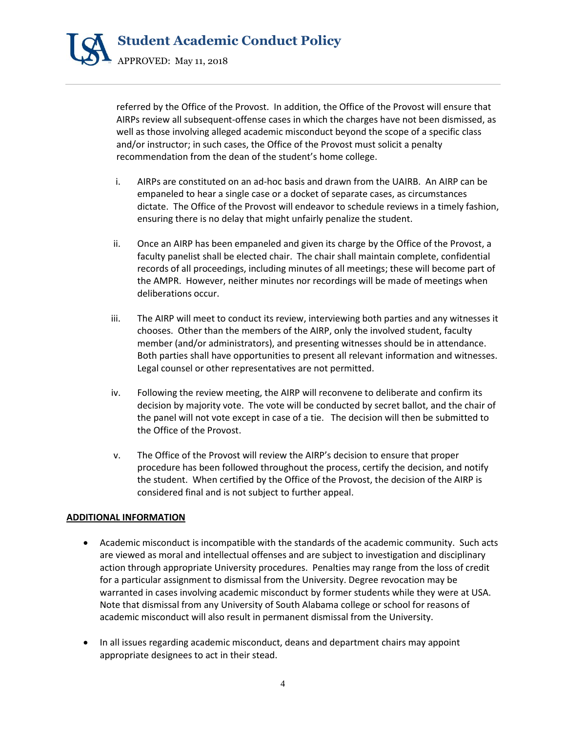referred by the Office of the Provost. In addition, the Office of the Provost will ensure that AIRPs review all subsequent-offense cases in which the charges have not been dismissed, as well as those involving alleged academic misconduct beyond the scope of a specific class and/or instructor; in such cases, the Office of the Provost must solicit a penalty recommendation from the dean of the student's home college.

i. AIRPs are constituted on an ad-hoc basis and drawn from the UAIRB. An AIRP can be empaneled to hear a single case or a docket of separate cases, as circumstances dictate. The Office of the Provost will endeavor to schedule reviews in a timely fashion, ensuring there is no delay that might unfairly penalize the student.

ii. Once an AIRP has been empaneled and given its charge by the Office of the Provost, a faculty panelist shall be elected chair. The chair shall maintain complete, confidential records of all proceedings, including minutes of all meetings; these will become part of the AMPR. However, neither minutes nor recordings will be made of meetings when deliberations occur.

iii. The AIRP will meet to conduct its review, interviewing both parties and any witnesses it chooses. Other than the members of the AIRP, only the involved student, faculty member (and/or administrators), and presenting witnesses should be in attendance. Both parties shall have opportunities to present all relevant information and witnesses. Legal counsel or other representatives are not permitted.

iv. Following the review meeting, the AIRP will reconvene to deliberate and confirm its decision by majority vote. The vote will be conducted by secret ballot, and the chair of the panel will not vote except in case of a tie. The decision will then be submitted to the Office of the Provost.

v. The Office of the Provost will review the AIRP's decision to ensure that proper procedure has been followed throughout the process, certify the decision, and notify the student. When certified by the Office of the Provost, the decision of the AIRP is considered final and is not subject to further appeal.

## ADDITIONAL INFORMATION

- Academic misconduct is incompatible with the standards of the academic community. Such acts are viewed as moral and intellectual offenses and are subject to investigation and disciplinary action through appropriate University procedures. Penalties may range from the loss of credit for a particular assignment to dismissal from the University. Degree revocation may be warranted in cases involving academic misconduct by former students while they were at USA. Note that dismissal from any University of South Alabama college or school for reasons of academic misconduct will also result in permanent dismissal from the University.
- In all issues regarding academic misconduct, deans and department chairs may appoint appropriate designees to act in their stead.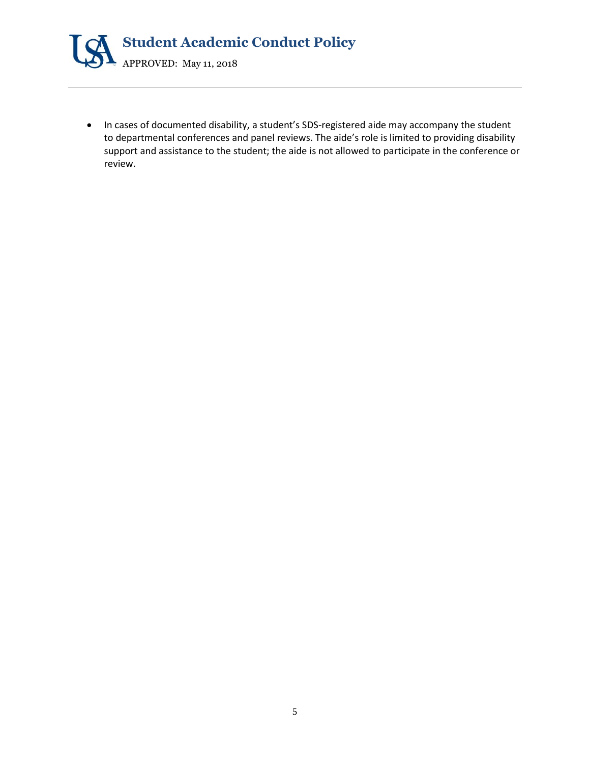- In cases of documented disability, a student's SDS-registered aide may accompany the student to departmental conferences and panel reviews. The aide's role is limited to providing disability support and assistance to the student; the aide is not allowed to participate in the conference or review.